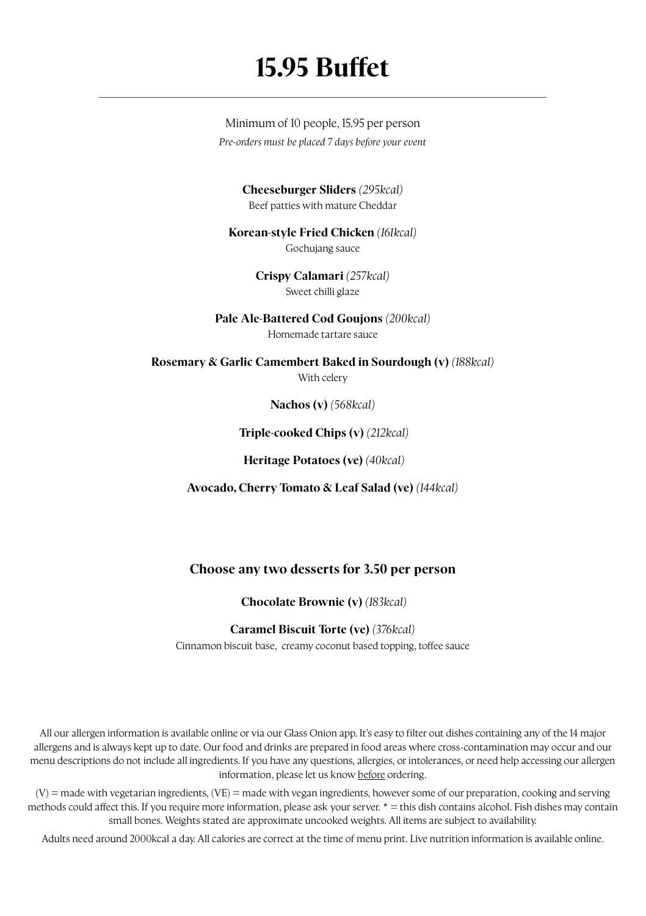# 15.95 Buffet

---

Minimum of 10 people, 15.95 per person

*Pre-orders must be placed 7 days before your event*

**Cheeseburger Sliders** *(295kcal)*
Beef patties with mature Cheddar

**Korean-style Fried Chicken** *(161kcal)*
Gochujang sauce

**Crispy Calamari** *(257kcal)*
Sweet chilli glaze

**Pale Ale-Battered Cod Goujons** *(200kcal)*
Homemade tartare sauce

**Rosemary & Garlic Camembert Baked in Sourdough (v)** *(188kcal)*
With celery

**Nachos (v)** *(568kcal)*

**Triple-cooked Chips (v)** *(212kcal)*

**Heritage Potatoes (ve)** *(40kcal)*

**Avocado, Cherry Tomato & Leaf Salad (ve)** *(144kcal)*

### Choose any two desserts for 3.50 per person

**Chocolate Brownie (v)** *(183kcal)*

**Caramel Biscuit Torte (ve)** *(376kcal)*
Cinnamon biscuit base, creamy coconut based topping, toffee sauce

All our allergen information is available online or via our Glass Onion app. It's easy to filter out dishes containing any of the 14 major allergens and is always kept up to date. Our food and drinks are prepared in food areas where cross-contamination may occur and our menu descriptions do not include all ingredients. If you have any questions, allergies, or intolerances, or need help accessing our allergen information, please let us know before ordering.

(V) = made with vegetarian ingredients, (VE) = made with vegan ingredients, however some of our preparation, cooking and serving methods could affect this. If you require more information, please ask your server. * = this dish contains alcohol. Fish dishes may contain small bones. Weights stated are approximate uncooked weights. All items are subject to availability.

Adults need around 2000kcal a day. All calories are correct at the time of menu print. Live nutrition information is available online.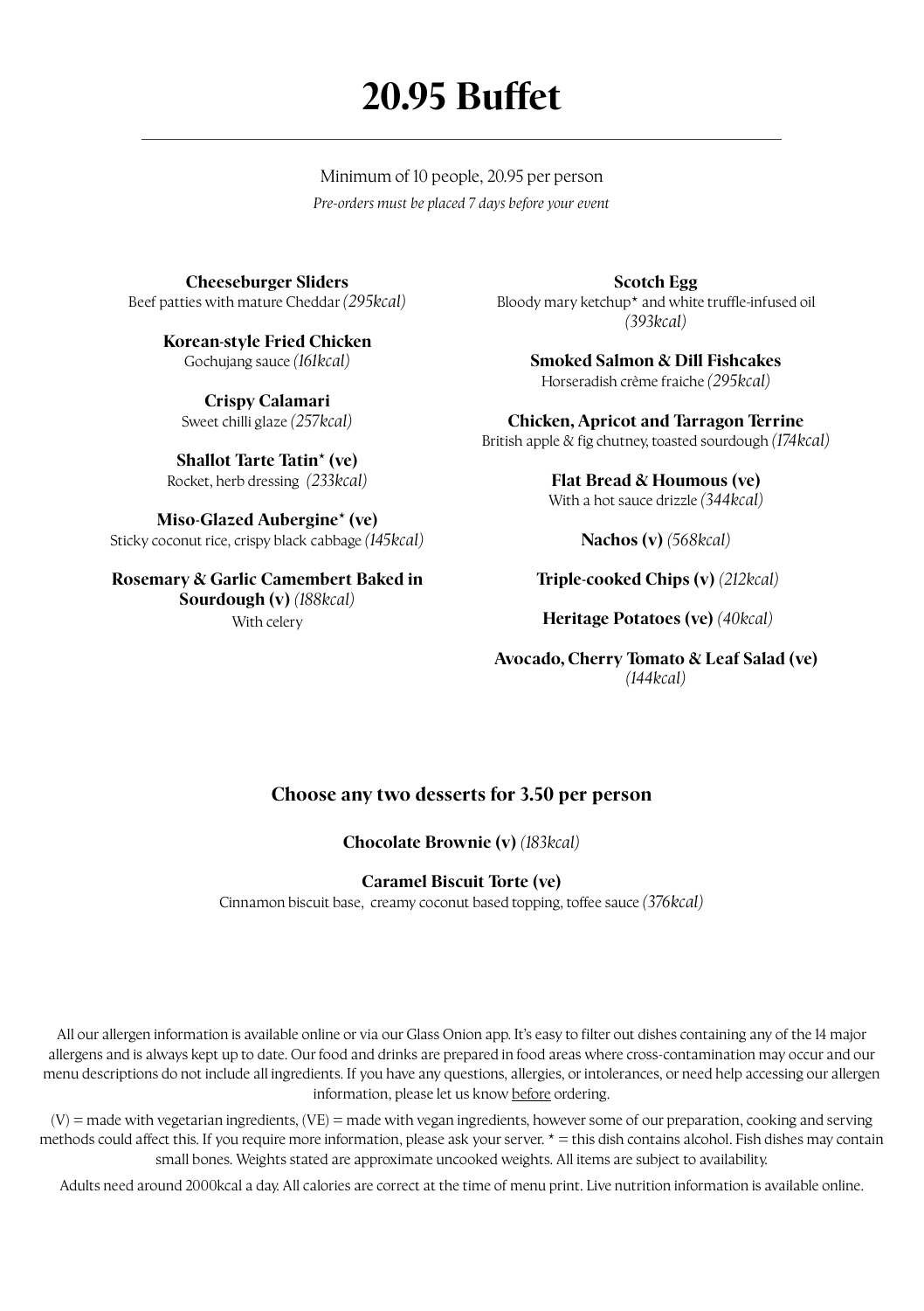# 20.95 Buffet

Minimum of 10 people, 20.95 per person

*Pre-orders must be placed 7 days before your event*

**Cheeseburger Sliders**
Beef patties with mature Cheddar *(295kcal)*

**Korean-style Fried Chicken**
Gochujang sauce *(161kcal)*

**Crispy Calamari**
Sweet chilli glaze *(257kcal)*

**Shallot Tarte Tatin* (ve)**
Rocket, herb dressing *(233kcal)*

**Miso-Glazed Aubergine* (ve)**
Sticky coconut rice, crispy black cabbage *(145kcal)*

**Rosemary & Garlic Camembert Baked in Sourdough (v)** *(188kcal)*
With celery

**Scotch Egg**
Bloody mary ketchup* and white truffle-infused oil *(393kcal)*

**Smoked Salmon & Dill Fishcakes**
Horseradish crème fraiche *(295kcal)*

**Chicken, Apricot and Tarragon Terrine**
British apple & fig chutney, toasted sourdough *(174kcal)*

**Flat Bread & Houmous (ve)**
With a hot sauce drizzle *(344kcal)*

**Nachos (v)** *(568kcal)*

**Triple-cooked Chips (v)** *(212kcal)*

**Heritage Potatoes (ve)** *(40kcal)*

**Avocado, Cherry Tomato & Leaf Salad (ve)** *(144kcal)*

### Choose any two desserts for 3.50 per person

**Chocolate Brownie (v)** *(183kcal)*

**Caramel Biscuit Torte (ve)**
Cinnamon biscuit base, creamy coconut based topping, toffee sauce *(376kcal)*

All our allergen information is available online or via our Glass Onion app. It's easy to filter out dishes containing any of the 14 major allergens and is always kept up to date. Our food and drinks are prepared in food areas where cross-contamination may occur and our menu descriptions do not include all ingredients. If you have any questions, allergies, or intolerances, or need help accessing our allergen information, please let us know before ordering.

(V) = made with vegetarian ingredients, (VE) = made with vegan ingredients, however some of our preparation, cooking and serving methods could affect this. If you require more information, please ask your server. * = this dish contains alcohol. Fish dishes may contain small bones. Weights stated are approximate uncooked weights. All items are subject to availability.

Adults need around 2000kcal a day. All calories are correct at the time of menu print. Live nutrition information is available online.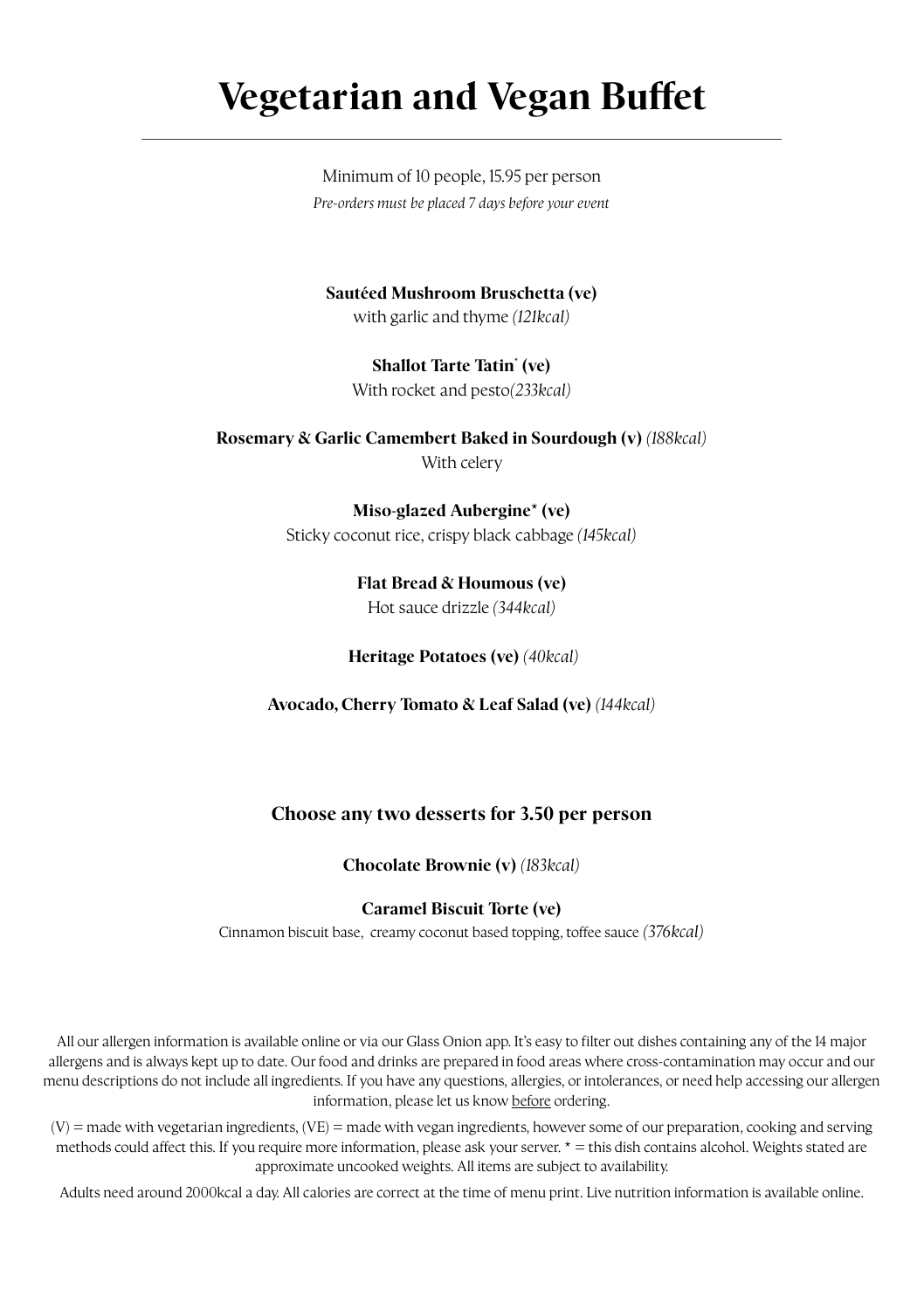# Vegetarian and Vegan Buffet

Minimum of 10 people, 15.95 per person

*Pre-orders must be placed 7 days before your event*

**Sautéed Mushroom Bruschetta (ve)**
with garlic and thyme *(121kcal)*

**Shallot Tarte Tatin* (ve)**
With rocket and pesto*(233kcal)*

**Rosemary & Garlic Camembert Baked in Sourdough (v)** *(188kcal)*
With celery

**Miso-glazed Aubergine* (ve)**
Sticky coconut rice, crispy black cabbage *(145kcal)*

**Flat Bread & Houmous (ve)**
Hot sauce drizzle *(344kcal)*

**Heritage Potatoes (ve)** *(40kcal)*

**Avocado, Cherry Tomato & Leaf Salad (ve)** *(144kcal)*

### Choose any two desserts for 3.50 per person

**Chocolate Brownie (v)** *(183kcal)*

**Caramel Biscuit Torte (ve)**
Cinnamon biscuit base, creamy coconut based topping, toffee sauce *(376kcal)*

All our allergen information is available online or via our Glass Onion app. It's easy to filter out dishes containing any of the 14 major allergens and is always kept up to date. Our food and drinks are prepared in food areas where cross-contamination may occur and our menu descriptions do not include all ingredients. If you have any questions, allergies, or intolerances, or need help accessing our allergen information, please let us know before ordering.

(V) = made with vegetarian ingredients, (VE) = made with vegan ingredients, however some of our preparation, cooking and serving methods could affect this. If you require more information, please ask your server. * = this dish contains alcohol. Weights stated are approximate uncooked weights. All items are subject to availability.

Adults need around 2000kcal a day. All calories are correct at the time of menu print. Live nutrition information is available online.